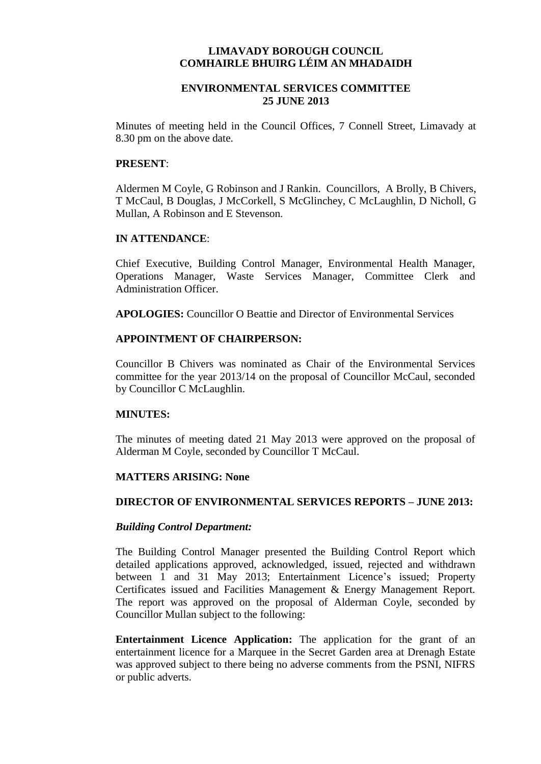# LIMAVADY BOROUGH COUNCIL
# COMHAIRLE BHUIRG LÉIM AN MHADAIDH

## ENVIRONMENTAL SERVICES COMMITTEE
## 25 JUNE 2013

Minutes of meeting held in the Council Offices, 7 Connell Street, Limavady at 8.30 pm on the above date.

**PRESENT**:

Aldermen M Coyle, G Robinson and J Rankin. Councillors, A Brolly, B Chivers, T McCaul, B Douglas, J McCorkell, S McGlinchey, C McLaughlin, D Nicholl, G Mullan, A Robinson and E Stevenson.

**IN ATTENDANCE**:

Chief Executive, Building Control Manager, Environmental Health Manager, Operations Manager, Waste Services Manager, Committee Clerk and Administration Officer.

**APOLOGIES:** Councillor O Beattie and Director of Environmental Services

**APPOINTMENT OF CHAIRPERSON:**

Councillor B Chivers was nominated as Chair of the Environmental Services committee for the year 2013/14 on the proposal of Councillor McCaul, seconded by Councillor C McLaughlin.

**MINUTES:**

The minutes of meeting dated 21 May 2013 were approved on the proposal of Alderman M Coyle, seconded by Councillor T McCaul.

**MATTERS ARISING: None**

**DIRECTOR OF ENVIRONMENTAL SERVICES REPORTS – JUNE 2013:**

***Building Control Department:***

The Building Control Manager presented the Building Control Report which detailed applications approved, acknowledged, issued, rejected and withdrawn between 1 and 31 May 2013; Entertainment Licence's issued; Property Certificates issued and Facilities Management & Energy Management Report. The report was approved on the proposal of Alderman Coyle, seconded by Councillor Mullan subject to the following:

**Entertainment Licence Application:** The application for the grant of an entertainment licence for a Marquee in the Secret Garden area at Drenagh Estate was approved subject to there being no adverse comments from the PSNI, NIFRS or public adverts.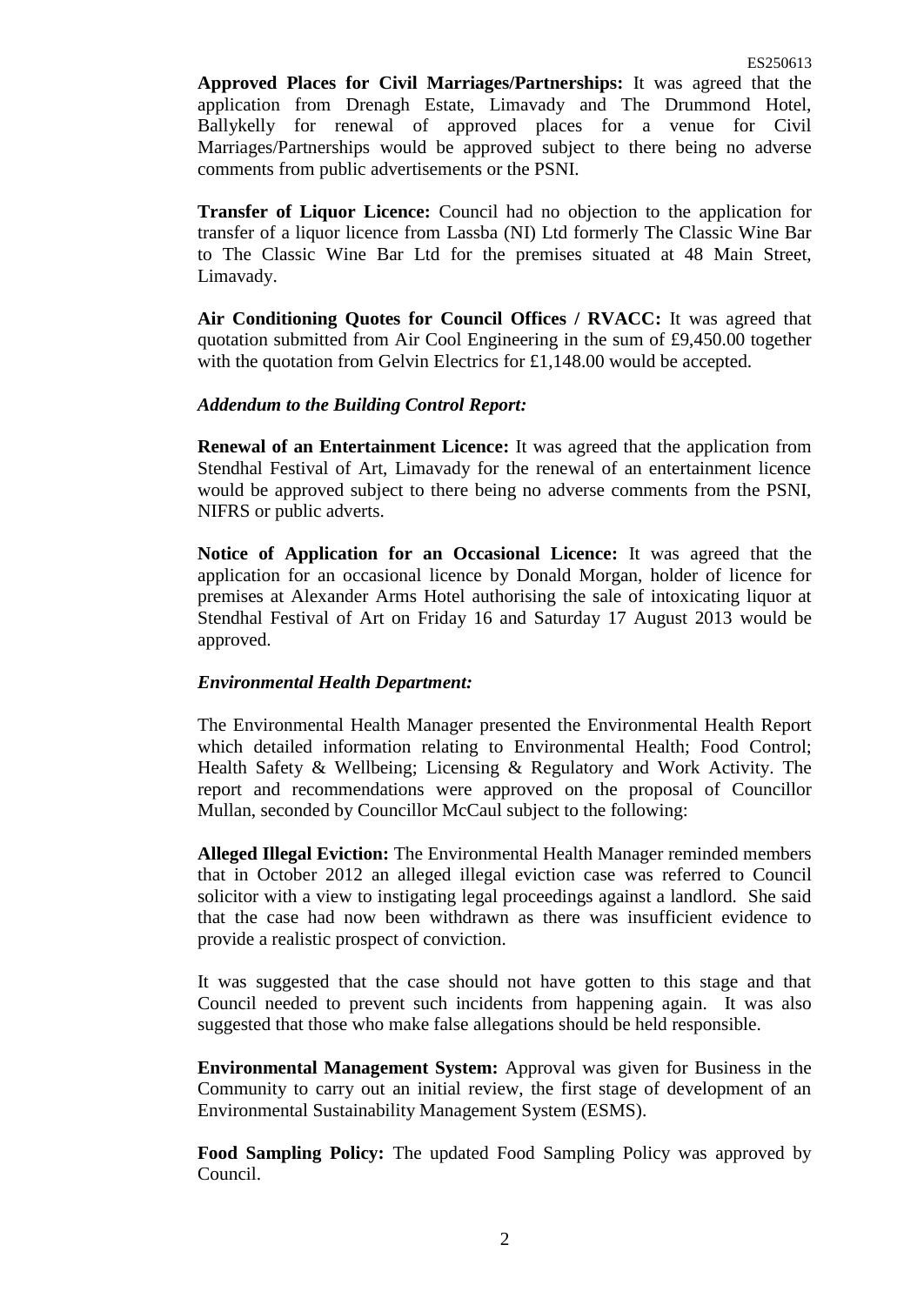**Approved Places for Civil Marriages/Partnerships:** It was agreed that the application from Drenagh Estate, Limavady and The Drummond Hotel, Ballykelly for renewal of approved places for a venue for Civil Marriages/Partnerships would be approved subject to there being no adverse comments from public advertisements or the PSNI.

**Transfer of Liquor Licence:** Council had no objection to the application for transfer of a liquor licence from Lassba (NI) Ltd formerly The Classic Wine Bar to The Classic Wine Bar Ltd for the premises situated at 48 Main Street, Limavady.

**Air Conditioning Quotes for Council Offices / RVACC:** It was agreed that quotation submitted from Air Cool Engineering in the sum of £9,450.00 together with the quotation from Gelvin Electrics for £1,148.00 would be accepted.

***Addendum to the Building Control Report:***

**Renewal of an Entertainment Licence:** It was agreed that the application from Stendhal Festival of Art, Limavady for the renewal of an entertainment licence would be approved subject to there being no adverse comments from the PSNI, NIFRS or public adverts.

**Notice of Application for an Occasional Licence:** It was agreed that the application for an occasional licence by Donald Morgan, holder of licence for premises at Alexander Arms Hotel authorising the sale of intoxicating liquor at Stendhal Festival of Art on Friday 16 and Saturday 17 August 2013 would be approved.

***Environmental Health Department:***

The Environmental Health Manager presented the Environmental Health Report which detailed information relating to Environmental Health; Food Control; Health Safety & Wellbeing; Licensing & Regulatory and Work Activity. The report and recommendations were approved on the proposal of Councillor Mullan, seconded by Councillor McCaul subject to the following:

**Alleged Illegal Eviction:** The Environmental Health Manager reminded members that in October 2012 an alleged illegal eviction case was referred to Council solicitor with a view to instigating legal proceedings against a landlord. She said that the case had now been withdrawn as there was insufficient evidence to provide a realistic prospect of conviction.

It was suggested that the case should not have gotten to this stage and that Council needed to prevent such incidents from happening again. It was also suggested that those who make false allegations should be held responsible.

**Environmental Management System:** Approval was given for Business in the Community to carry out an initial review, the first stage of development of an Environmental Sustainability Management System (ESMS).

**Food Sampling Policy:** The updated Food Sampling Policy was approved by Council.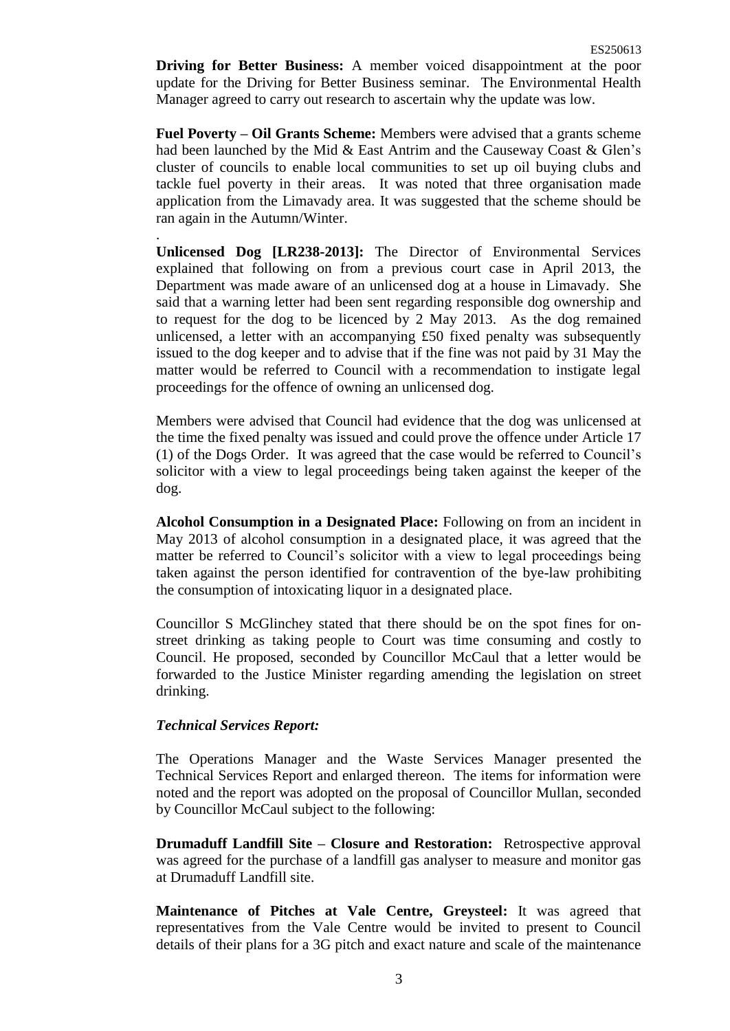**Driving for Better Business:** A member voiced disappointment at the poor update for the Driving for Better Business seminar. The Environmental Health Manager agreed to carry out research to ascertain why the update was low.

**Fuel Poverty – Oil Grants Scheme:** Members were advised that a grants scheme had been launched by the Mid & East Antrim and the Causeway Coast & Glen's cluster of councils to enable local communities to set up oil buying clubs and tackle fuel poverty in their areas. It was noted that three organisation made application from the Limavady area. It was suggested that the scheme should be ran again in the Autumn/Winter.

.

**Unlicensed Dog [LR238-2013]:** The Director of Environmental Services explained that following on from a previous court case in April 2013, the Department was made aware of an unlicensed dog at a house in Limavady. She said that a warning letter had been sent regarding responsible dog ownership and to request for the dog to be licenced by 2 May 2013. As the dog remained unlicensed, a letter with an accompanying £50 fixed penalty was subsequently issued to the dog keeper and to advise that if the fine was not paid by 31 May the matter would be referred to Council with a recommendation to instigate legal proceedings for the offence of owning an unlicensed dog.

Members were advised that Council had evidence that the dog was unlicensed at the time the fixed penalty was issued and could prove the offence under Article 17 (1) of the Dogs Order. It was agreed that the case would be referred to Council's solicitor with a view to legal proceedings being taken against the keeper of the dog.

**Alcohol Consumption in a Designated Place:** Following on from an incident in May 2013 of alcohol consumption in a designated place, it was agreed that the matter be referred to Council's solicitor with a view to legal proceedings being taken against the person identified for contravention of the bye-law prohibiting the consumption of intoxicating liquor in a designated place.

Councillor S McGlinchey stated that there should be on the spot fines for on-street drinking as taking people to Court was time consuming and costly to Council. He proposed, seconded by Councillor McCaul that a letter would be forwarded to the Justice Minister regarding amending the legislation on street drinking.

***Technical Services Report:***

The Operations Manager and the Waste Services Manager presented the Technical Services Report and enlarged thereon. The items for information were noted and the report was adopted on the proposal of Councillor Mullan, seconded by Councillor McCaul subject to the following:

**Drumaduff Landfill Site – Closure and Restoration:** Retrospective approval was agreed for the purchase of a landfill gas analyser to measure and monitor gas at Drumaduff Landfill site.

**Maintenance of Pitches at Vale Centre, Greysteel:** It was agreed that representatives from the Vale Centre would be invited to present to Council details of their plans for a 3G pitch and exact nature and scale of the maintenance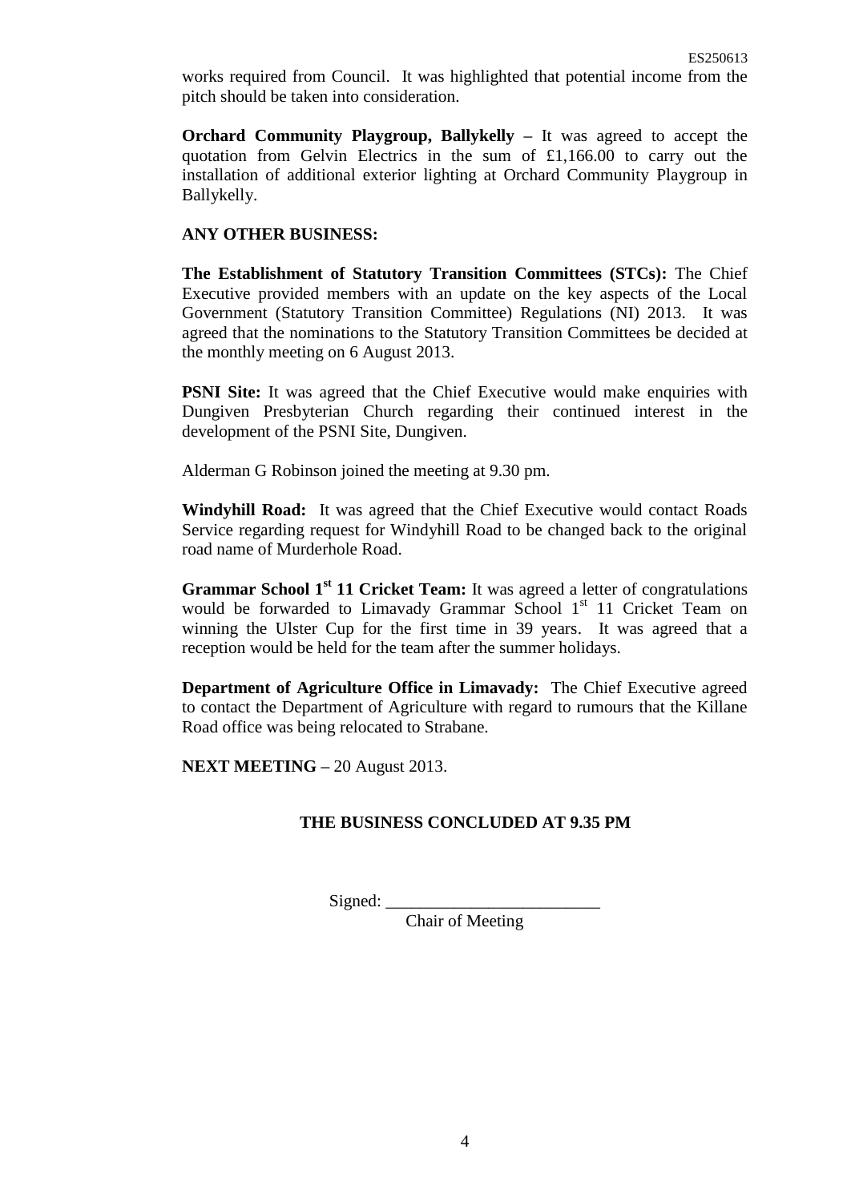works required from Council. It was highlighted that potential income from the pitch should be taken into consideration.

**Orchard Community Playgroup, Ballykelly** – It was agreed to accept the quotation from Gelvin Electrics in the sum of £1,166.00 to carry out the installation of additional exterior lighting at Orchard Community Playgroup in Ballykelly.

**ANY OTHER BUSINESS:**

**The Establishment of Statutory Transition Committees (STCs):** The Chief Executive provided members with an update on the key aspects of the Local Government (Statutory Transition Committee) Regulations (NI) 2013. It was agreed that the nominations to the Statutory Transition Committees be decided at the monthly meeting on 6 August 2013.

**PSNI Site:** It was agreed that the Chief Executive would make enquiries with Dungiven Presbyterian Church regarding their continued interest in the development of the PSNI Site, Dungiven.

Alderman G Robinson joined the meeting at 9.30 pm.

**Windyhill Road:** It was agreed that the Chief Executive would contact Roads Service regarding request for Windyhill Road to be changed back to the original road name of Murderhole Road.

**Grammar School 1st 11 Cricket Team:** It was agreed a letter of congratulations would be forwarded to Limavady Grammar School 1st 11 Cricket Team on winning the Ulster Cup for the first time in 39 years. It was agreed that a reception would be held for the team after the summer holidays.

**Department of Agriculture Office in Limavady:** The Chief Executive agreed to contact the Department of Agriculture with regard to rumours that the Killane Road office was being relocated to Strabane.

**NEXT MEETING** – 20 August 2013.

**THE BUSINESS CONCLUDED AT 9.35 PM**

Signed: _________________________

Chair of Meeting